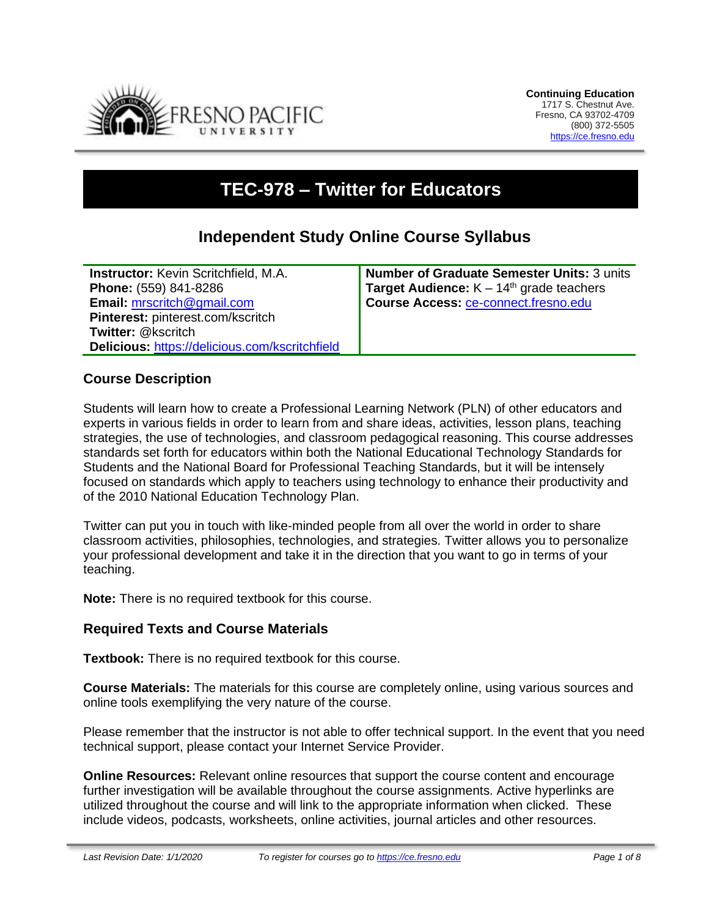**Continuing Education**
1717 S. Chestnut Ave.
Fresno, CA 93702-4709
(800) 372-5505
https://ce.fresno.edu

# TEC-978 – Twitter for Educators

## Independent Study Online Course Syllabus

| | |
|---|---|
| **Instructor:** Kevin Scritchfield, M.A.<br>**Phone:** (559) 841-8286<br>**Email:** mrscritch@gmail.com<br>**Pinterest:** pinterest.com/kscritch<br>**Twitter:** @kscritch<br>**Delicious:** https://delicious.com/kscritchfield | **Number of Graduate Semester Units:** 3 units<br>**Target Audience:** K – 14th grade teachers<br>**Course Access:** ce-connect.fresno.edu |

### Course Description

Students will learn how to create a Professional Learning Network (PLN) of other educators and experts in various fields in order to learn from and share ideas, activities, lesson plans, teaching strategies, the use of technologies, and classroom pedagogical reasoning. This course addresses standards set forth for educators within both the National Educational Technology Standards for Students and the National Board for Professional Teaching Standards, but it will be intensely focused on standards which apply to teachers using technology to enhance their productivity and of the 2010 National Education Technology Plan.

Twitter can put you in touch with like-minded people from all over the world in order to share classroom activities, philosophies, technologies, and strategies. Twitter allows you to personalize your professional development and take it in the direction that you want to go in terms of your teaching.

**Note:** There is no required textbook for this course.

### Required Texts and Course Materials

**Textbook:** There is no required textbook for this course.

**Course Materials:** The materials for this course are completely online, using various sources and online tools exemplifying the very nature of the course.

Please remember that the instructor is not able to offer technical support. In the event that you need technical support, please contact your Internet Service Provider.

**Online Resources:** Relevant online resources that support the course content and encourage further investigation will be available throughout the course assignments. Active hyperlinks are utilized throughout the course and will link to the appropriate information when clicked. These include videos, podcasts, worksheets, online activities, journal articles and other resources.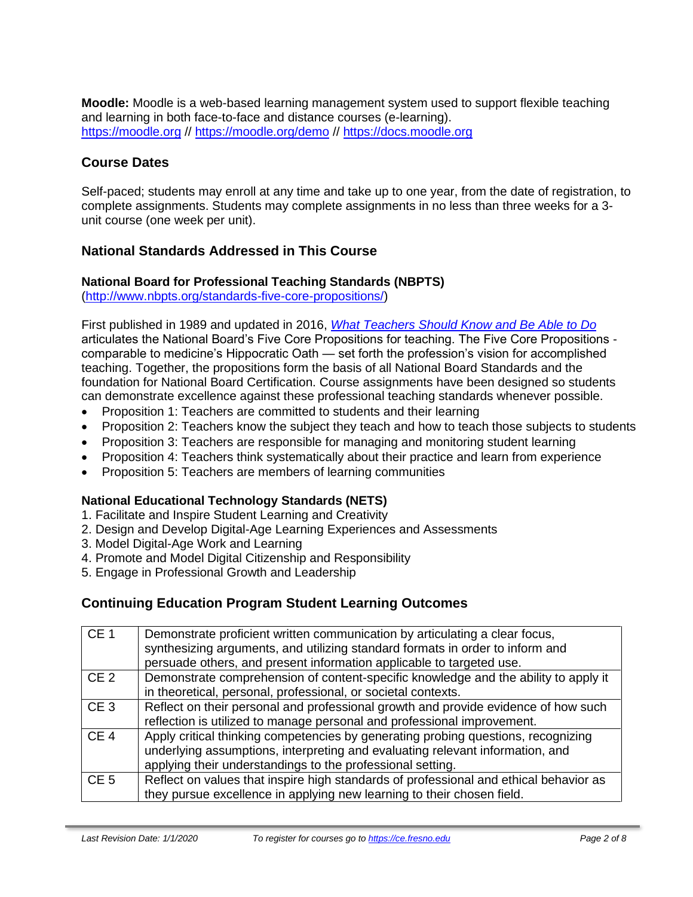**Moodle:** Moodle is a web-based learning management system used to support flexible teaching and learning in both face-to-face and distance courses (e-learning).
https://moodle.org // https://moodle.org/demo // https://docs.moodle.org

## Course Dates

Self-paced; students may enroll at any time and take up to one year, from the date of registration, to complete assignments. Students may complete assignments in no less than three weeks for a 3-unit course (one week per unit).

## National Standards Addressed in This Course

### National Board for Professional Teaching Standards (NBPTS)

(http://www.nbpts.org/standards-five-core-propositions/)

First published in 1989 and updated in 2016, *What Teachers Should Know and Be Able to Do* articulates the National Board's Five Core Propositions for teaching. The Five Core Propositions - comparable to medicine's Hippocratic Oath — set forth the profession's vision for accomplished teaching. Together, the propositions form the basis of all National Board Standards and the foundation for National Board Certification. Course assignments have been designed so students can demonstrate excellence against these professional teaching standards whenever possible.

- Proposition 1: Teachers are committed to students and their learning
- Proposition 2: Teachers know the subject they teach and how to teach those subjects to students
- Proposition 3: Teachers are responsible for managing and monitoring student learning
- Proposition 4: Teachers think systematically about their practice and learn from experience
- Proposition 5: Teachers are members of learning communities

### National Educational Technology Standards (NETS)

1. Facilitate and Inspire Student Learning and Creativity
2. Design and Develop Digital-Age Learning Experiences and Assessments
3. Model Digital-Age Work and Learning
4. Promote and Model Digital Citizenship and Responsibility
5. Engage in Professional Growth and Leadership

## Continuing Education Program Student Learning Outcomes

| | |
|---|---|
| CE 1 | Demonstrate proficient written communication by articulating a clear focus, synthesizing arguments, and utilizing standard formats in order to inform and persuade others, and present information applicable to targeted use. |
| CE 2 | Demonstrate comprehension of content-specific knowledge and the ability to apply it in theoretical, personal, professional, or societal contexts. |
| CE 3 | Reflect on their personal and professional growth and provide evidence of how such reflection is utilized to manage personal and professional improvement. |
| CE 4 | Apply critical thinking competencies by generating probing questions, recognizing underlying assumptions, interpreting and evaluating relevant information, and applying their understandings to the professional setting. |
| CE 5 | Reflect on values that inspire high standards of professional and ethical behavior as they pursue excellence in applying new learning to their chosen field. |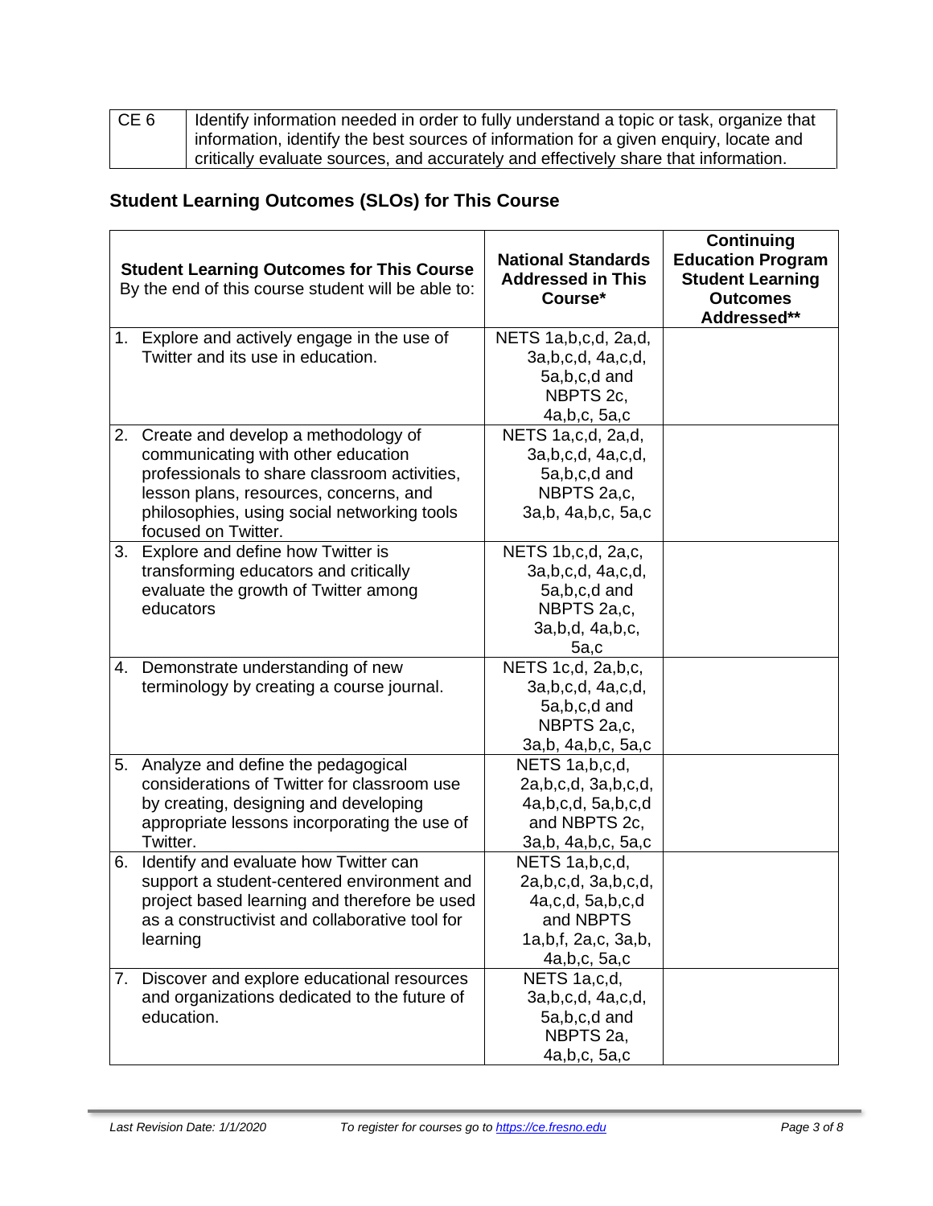| CE 6 | Identify information needed in order to fully understand a topic or task, organize that information, identify the best sources of information for a given enquiry, locate and critically evaluate sources, and accurately and effectively share that information. |
|---|---|

## Student Learning Outcomes (SLOs) for This Course

| **Student Learning Outcomes for This Course** By the end of this course student will be able to: | **National Standards Addressed in This Course*** | **Continuing Education Program Student Learning Outcomes Addressed**** |
|---|---|---|
| 1. Explore and actively engage in the use of Twitter and its use in education. | NETS 1a,b,c,d, 2a,d, 3a,b,c,d, 4a,c,d, 5a,b,c,d and NBPTS 2c, 4a,b,c, 5a,c | |
| 2. Create and develop a methodology of communicating with other education professionals to share classroom activities, lesson plans, resources, concerns, and philosophies, using social networking tools focused on Twitter. | NETS 1a,c,d, 2a,d, 3a,b,c,d, 4a,c,d, 5a,b,c,d and NBPTS 2a,c, 3a,b, 4a,b,c, 5a,c | |
| 3. Explore and define how Twitter is transforming educators and critically evaluate the growth of Twitter among educators | NETS 1b,c,d, 2a,c, 3a,b,c,d, 4a,c,d, 5a,b,c,d and NBPTS 2a,c, 3a,b,d, 4a,b,c, 5a,c | |
| 4. Demonstrate understanding of new terminology by creating a course journal. | NETS 1c,d, 2a,b,c, 3a,b,c,d, 4a,c,d, 5a,b,c,d and NBPTS 2a,c, 3a,b, 4a,b,c, 5a,c | |
| 5. Analyze and define the pedagogical considerations of Twitter for classroom use by creating, designing and developing appropriate lessons incorporating the use of Twitter. | NETS 1a,b,c,d, 2a,b,c,d, 3a,b,c,d, 4a,b,c,d, 5a,b,c,d and NBPTS 2c, 3a,b, 4a,b,c, 5a,c | |
| 6. Identify and evaluate how Twitter can support a student-centered environment and project based learning and therefore be used as a constructivist and collaborative tool for learning | NETS 1a,b,c,d, 2a,b,c,d, 3a,b,c,d, 4a,c,d, 5a,b,c,d and NBPTS 1a,b,f, 2a,c, 3a,b, 4a,b,c, 5a,c | |
| 7. Discover and explore educational resources and organizations dedicated to the future of education. | NETS 1a,c,d, 3a,b,c,d, 4a,c,d, 5a,b,c,d and NBPTS 2a, 4a,b,c, 5a,c | |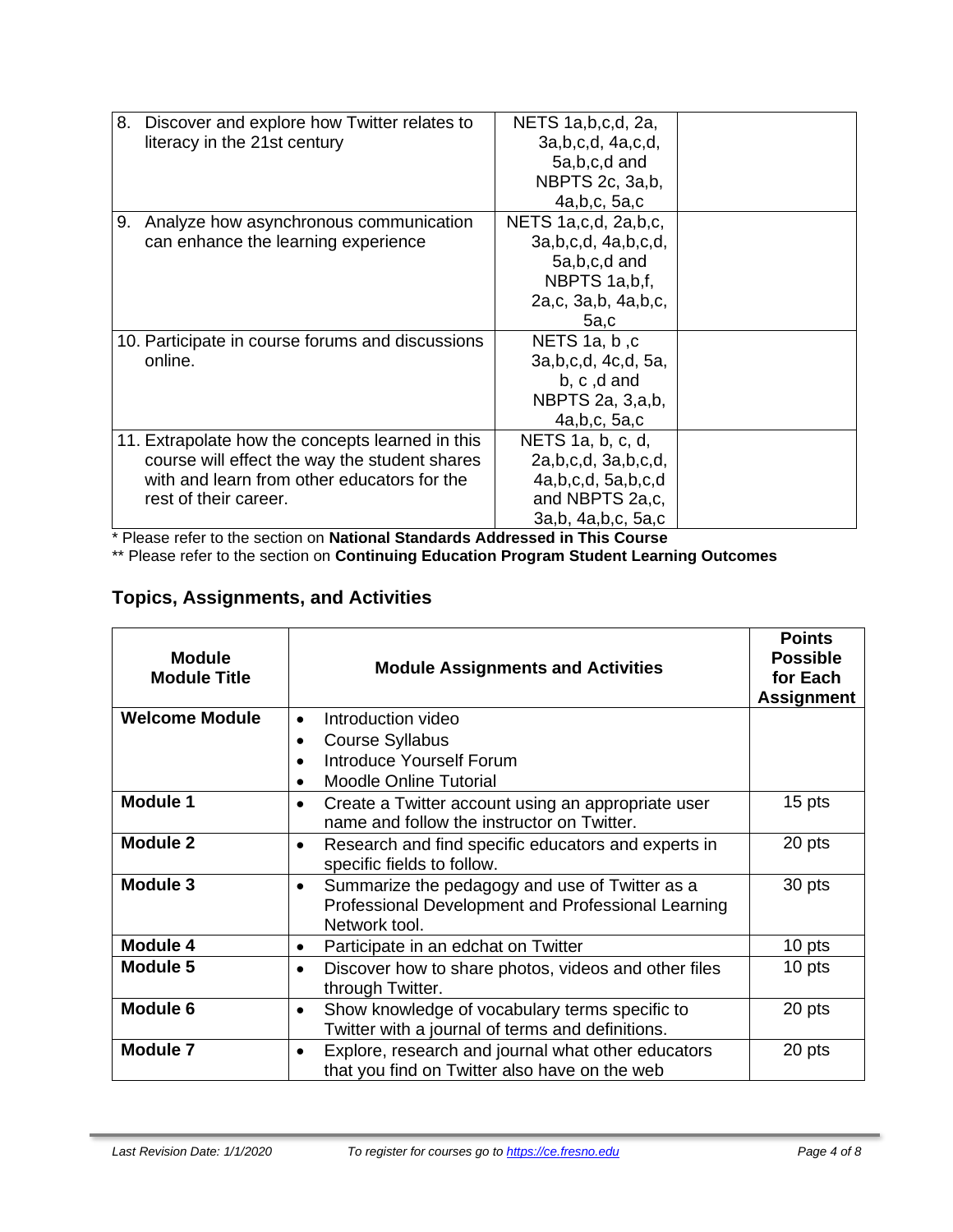| | | |
|---|---|---|
| 8. Discover and explore how Twitter relates to literacy in the 21st century | NETS 1a,b,c,d, 2a, 3a,b,c,d, 4a,c,d, 5a,b,c,d and NBPTS 2c, 3a,b, 4a,b,c, 5a,c | |
| 9. Analyze how asynchronous communication can enhance the learning experience | NETS 1a,c,d, 2a,b,c, 3a,b,c,d, 4a,b,c,d, 5a,b,c,d and NBPTS 1a,b,f, 2a,c, 3a,b, 4a,b,c, 5a,c | |
| 10. Participate in course forums and discussions online. | NETS 1a, b ,c 3a,b,c,d, 4c,d, 5a, b, c ,d and NBPTS 2a, 3,a,b, 4a,b,c, 5a,c | |
| 11. Extrapolate how the concepts learned in this course will effect the way the student shares with and learn from other educators for the rest of their career. | NETS 1a, b, c, d, 2a,b,c,d, 3a,b,c,d, 4a,b,c,d, 5a,b,c,d and NBPTS 2a,c, 3a,b, 4a,b,c, 5a,c | |

* Please refer to the section on **National Standards Addressed in This Course**

** Please refer to the section on **Continuing Education Program Student Learning Outcomes**

## Topics, Assignments, and Activities

| Module Module Title | Module Assignments and Activities | Points Possible for Each Assignment |
|---|---|---|
| **Welcome Module** | • Introduction video<br>• Course Syllabus<br>• Introduce Yourself Forum<br>• Moodle Online Tutorial | |
| **Module 1** | • Create a Twitter account using an appropriate user name and follow the instructor on Twitter. | 15 pts |
| **Module 2** | • Research and find specific educators and experts in specific fields to follow. | 20 pts |
| **Module 3** | • Summarize the pedagogy and use of Twitter as a Professional Development and Professional Learning Network tool. | 30 pts |
| **Module 4** | • Participate in an edchat on Twitter | 10 pts |
| **Module 5** | • Discover how to share photos, videos and other files through Twitter. | 10 pts |
| **Module 6** | • Show knowledge of vocabulary terms specific to Twitter with a journal of terms and definitions. | 20 pts |
| **Module 7** | • Explore, research and journal what other educators that you find on Twitter also have on the web | 20 pts |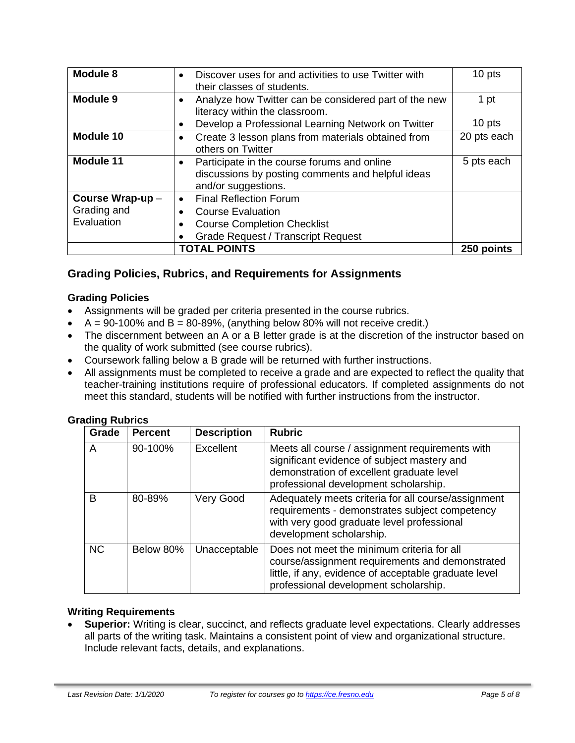| | | |
|---|---|---|
| **Module 8** | • Discover uses for and activities to use Twitter with their classes of students. | 10 pts |
| **Module 9** | • Analyze how Twitter can be considered part of the new literacy within the classroom.<br>• Develop a Professional Learning Network on Twitter | 1 pt<br><br>10 pts |
| **Module 10** | • Create 3 lesson plans from materials obtained from others on Twitter | 20 pts each |
| **Module 11** | • Participate in the course forums and online discussions by posting comments and helpful ideas and/or suggestions. | 5 pts each |
| **Course Wrap-up** – Grading and Evaluation | • Final Reflection Forum<br>• Course Evaluation<br>• Course Completion Checklist<br>• Grade Request / Transcript Request | |
| | **TOTAL POINTS** | **250 points** |

## Grading Policies, Rubrics, and Requirements for Assignments

### Grading Policies

- Assignments will be graded per criteria presented in the course rubrics.
- A = 90-100% and B = 80-89%, (anything below 80% will not receive credit.)
- The discernment between an A or a B letter grade is at the discretion of the instructor based on the quality of work submitted (see course rubrics).
- Coursework falling below a B grade will be returned with further instructions.
- All assignments must be completed to receive a grade and are expected to reflect the quality that teacher-training institutions require of professional educators. If completed assignments do not meet this standard, students will be notified with further instructions from the instructor.

### Grading Rubrics

| Grade | Percent | Description | Rubric |
|---|---|---|---|
| A | 90-100% | Excellent | Meets all course / assignment requirements with significant evidence of subject mastery and demonstration of excellent graduate level professional development scholarship. |
| B | 80-89% | Very Good | Adequately meets criteria for all course/assignment requirements - demonstrates subject competency with very good graduate level professional development scholarship. |
| NC | Below 80% | Unacceptable | Does not meet the minimum criteria for all course/assignment requirements and demonstrated little, if any, evidence of acceptable graduate level professional development scholarship. |

### Writing Requirements

- **Superior:** Writing is clear, succinct, and reflects graduate level expectations. Clearly addresses all parts of the writing task. Maintains a consistent point of view and organizational structure. Include relevant facts, details, and explanations.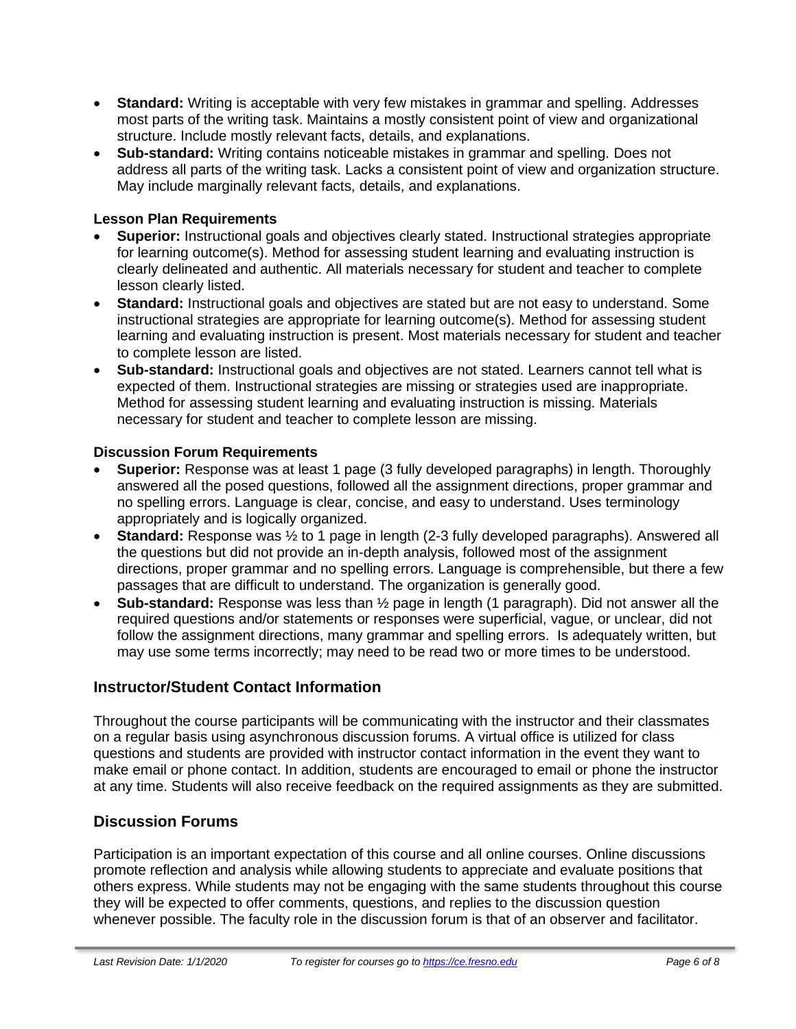- **Standard:** Writing is acceptable with very few mistakes in grammar and spelling. Addresses most parts of the writing task. Maintains a mostly consistent point of view and organizational structure. Include mostly relevant facts, details, and explanations.
- **Sub-standard:** Writing contains noticeable mistakes in grammar and spelling. Does not address all parts of the writing task. Lacks a consistent point of view and organization structure. May include marginally relevant facts, details, and explanations.

**Lesson Plan Requirements**

- **Superior:** Instructional goals and objectives clearly stated. Instructional strategies appropriate for learning outcome(s). Method for assessing student learning and evaluating instruction is clearly delineated and authentic. All materials necessary for student and teacher to complete lesson clearly listed.
- **Standard:** Instructional goals and objectives are stated but are not easy to understand. Some instructional strategies are appropriate for learning outcome(s). Method for assessing student learning and evaluating instruction is present. Most materials necessary for student and teacher to complete lesson are listed.
- **Sub-standard:** Instructional goals and objectives are not stated. Learners cannot tell what is expected of them. Instructional strategies are missing or strategies used are inappropriate. Method for assessing student learning and evaluating instruction is missing. Materials necessary for student and teacher to complete lesson are missing.

**Discussion Forum Requirements**

- **Superior:** Response was at least 1 page (3 fully developed paragraphs) in length. Thoroughly answered all the posed questions, followed all the assignment directions, proper grammar and no spelling errors. Language is clear, concise, and easy to understand. Uses terminology appropriately and is logically organized.
- **Standard:** Response was ½ to 1 page in length (2-3 fully developed paragraphs). Answered all the questions but did not provide an in-depth analysis, followed most of the assignment directions, proper grammar and no spelling errors. Language is comprehensible, but there a few passages that are difficult to understand. The organization is generally good.
- **Sub-standard:** Response was less than ½ page in length (1 paragraph). Did not answer all the required questions and/or statements or responses were superficial, vague, or unclear, did not follow the assignment directions, many grammar and spelling errors. Is adequately written, but may use some terms incorrectly; may need to be read two or more times to be understood.

## Instructor/Student Contact Information

Throughout the course participants will be communicating with the instructor and their classmates on a regular basis using asynchronous discussion forums. A virtual office is utilized for class questions and students are provided with instructor contact information in the event they want to make email or phone contact. In addition, students are encouraged to email or phone the instructor at any time. Students will also receive feedback on the required assignments as they are submitted.

## Discussion Forums

Participation is an important expectation of this course and all online courses. Online discussions promote reflection and analysis while allowing students to appreciate and evaluate positions that others express. While students may not be engaging with the same students throughout this course they will be expected to offer comments, questions, and replies to the discussion question whenever possible. The faculty role in the discussion forum is that of an observer and facilitator.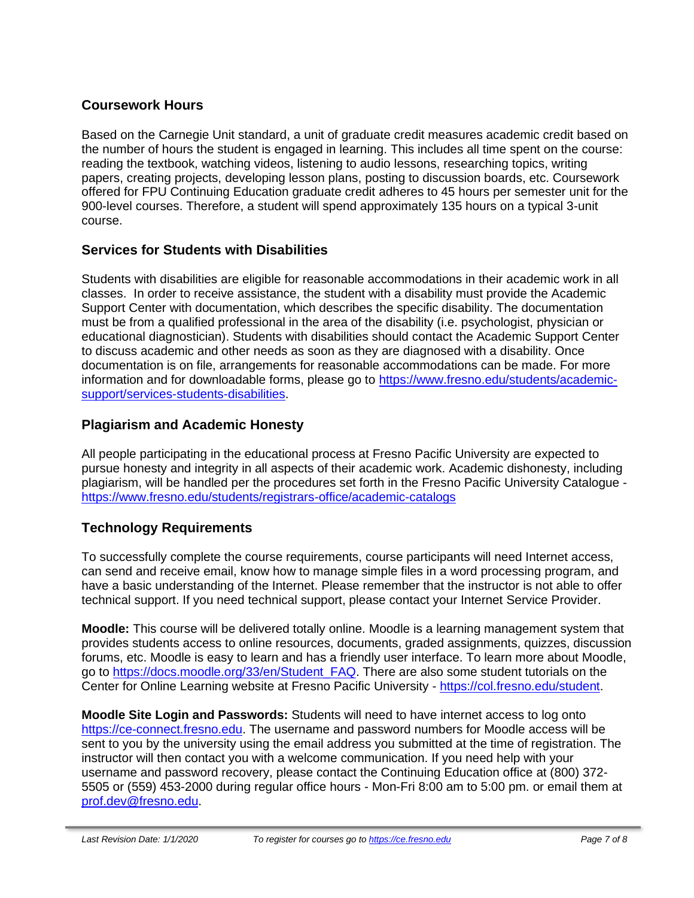## Coursework Hours

Based on the Carnegie Unit standard, a unit of graduate credit measures academic credit based on the number of hours the student is engaged in learning. This includes all time spent on the course: reading the textbook, watching videos, listening to audio lessons, researching topics, writing papers, creating projects, developing lesson plans, posting to discussion boards, etc. Coursework offered for FPU Continuing Education graduate credit adheres to 45 hours per semester unit for the 900-level courses. Therefore, a student will spend approximately 135 hours on a typical 3-unit course.

## Services for Students with Disabilities

Students with disabilities are eligible for reasonable accommodations in their academic work in all classes. In order to receive assistance, the student with a disability must provide the Academic Support Center with documentation, which describes the specific disability. The documentation must be from a qualified professional in the area of the disability (i.e. psychologist, physician or educational diagnostician). Students with disabilities should contact the Academic Support Center to discuss academic and other needs as soon as they are diagnosed with a disability. Once documentation is on file, arrangements for reasonable accommodations can be made. For more information and for downloadable forms, please go to [https://www.fresno.edu/students/academic-support/services-students-disabilities](https://www.fresno.edu/students/academic-support/services-students-disabilities).

## Plagiarism and Academic Honesty

All people participating in the educational process at Fresno Pacific University are expected to pursue honesty and integrity in all aspects of their academic work. Academic dishonesty, including plagiarism, will be handled per the procedures set forth in the Fresno Pacific University Catalogue - [https://www.fresno.edu/students/registrars-office/academic-catalogs](https://www.fresno.edu/students/registrars-office/academic-catalogs)

## Technology Requirements

To successfully complete the course requirements, course participants will need Internet access, can send and receive email, know how to manage simple files in a word processing program, and have a basic understanding of the Internet. Please remember that the instructor is not able to offer technical support. If you need technical support, please contact your Internet Service Provider.

**Moodle:** This course will be delivered totally online. Moodle is a learning management system that provides students access to online resources, documents, graded assignments, quizzes, discussion forums, etc. Moodle is easy to learn and has a friendly user interface. To learn more about Moodle, go to [https://docs.moodle.org/33/en/Student_FAQ](https://docs.moodle.org/33/en/Student_FAQ). There are also some student tutorials on the Center for Online Learning website at Fresno Pacific University - [https://col.fresno.edu/student](https://col.fresno.edu/student).

**Moodle Site Login and Passwords:** Students will need to have internet access to log onto [https://ce-connect.fresno.edu](https://ce-connect.fresno.edu). The username and password numbers for Moodle access will be sent to you by the university using the email address you submitted at the time of registration. The instructor will then contact you with a welcome communication. If you need help with your username and password recovery, please contact the Continuing Education office at (800) 372-5505 or (559) 453-2000 during regular office hours - Mon-Fri 8:00 am to 5:00 pm. or email them at [prof.dev@fresno.edu](mailto:prof.dev@fresno.edu).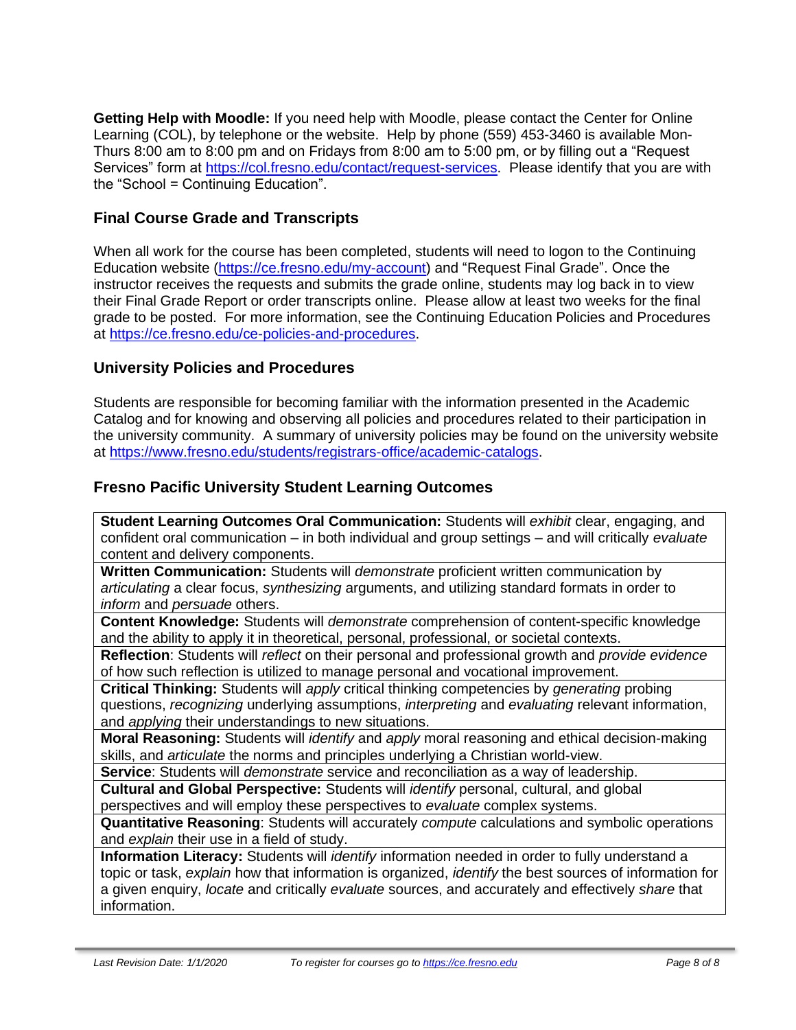**Getting Help with Moodle:** If you need help with Moodle, please contact the Center for Online Learning (COL), by telephone or the website. Help by phone (559) 453-3460 is available Mon-Thurs 8:00 am to 8:00 pm and on Fridays from 8:00 am to 5:00 pm, or by filling out a "Request Services" form at https://col.fresno.edu/contact/request-services. Please identify that you are with the "School = Continuing Education".

## Final Course Grade and Transcripts

When all work for the course has been completed, students will need to logon to the Continuing Education website (https://ce.fresno.edu/my-account) and "Request Final Grade". Once the instructor receives the requests and submits the grade online, students may log back in to view their Final Grade Report or order transcripts online. Please allow at least two weeks for the final grade to be posted. For more information, see the Continuing Education Policies and Procedures at https://ce.fresno.edu/ce-policies-and-procedures.

## University Policies and Procedures

Students are responsible for becoming familiar with the information presented in the Academic Catalog and for knowing and observing all policies and procedures related to their participation in the university community. A summary of university policies may be found on the university website at https://www.fresno.edu/students/registrars-office/academic-catalogs.

## Fresno Pacific University Student Learning Outcomes

| |
|---|
| **Student Learning Outcomes Oral Communication:** Students will *exhibit* clear, engaging, and confident oral communication – in both individual and group settings – and will critically *evaluate* content and delivery components. |
| **Written Communication:** Students will *demonstrate* proficient written communication by *articulating* a clear focus, *synthesizing* arguments, and utilizing standard formats in order to *inform* and *persuade* others. |
| **Content Knowledge:** Students will *demonstrate* comprehension of content-specific knowledge and the ability to apply it in theoretical, personal, professional, or societal contexts. |
| **Reflection**: Students will *reflect* on their personal and professional growth and *provide evidence* of how such reflection is utilized to manage personal and vocational improvement. |
| **Critical Thinking:** Students will *apply* critical thinking competencies by *generating* probing questions, *recognizing* underlying assumptions, *interpreting* and *evaluating* relevant information, and *applying* their understandings to new situations. |
| **Moral Reasoning:** Students will *identify* and *apply* moral reasoning and ethical decision-making skills, and *articulate* the norms and principles underlying a Christian world-view. |
| **Service**: Students will *demonstrate* service and reconciliation as a way of leadership. |
| **Cultural and Global Perspective:** Students will *identify* personal, cultural, and global perspectives and will employ these perspectives to *evaluate* complex systems. |
| **Quantitative Reasoning**: Students will accurately *compute* calculations and symbolic operations and *explain* their use in a field of study. |
| **Information Literacy:** Students will *identify* information needed in order to fully understand a topic or task, *explain* how that information is organized, *identify* the best sources of information for a given enquiry, *locate* and critically *evaluate* sources, and accurately and effectively *share* that information. |